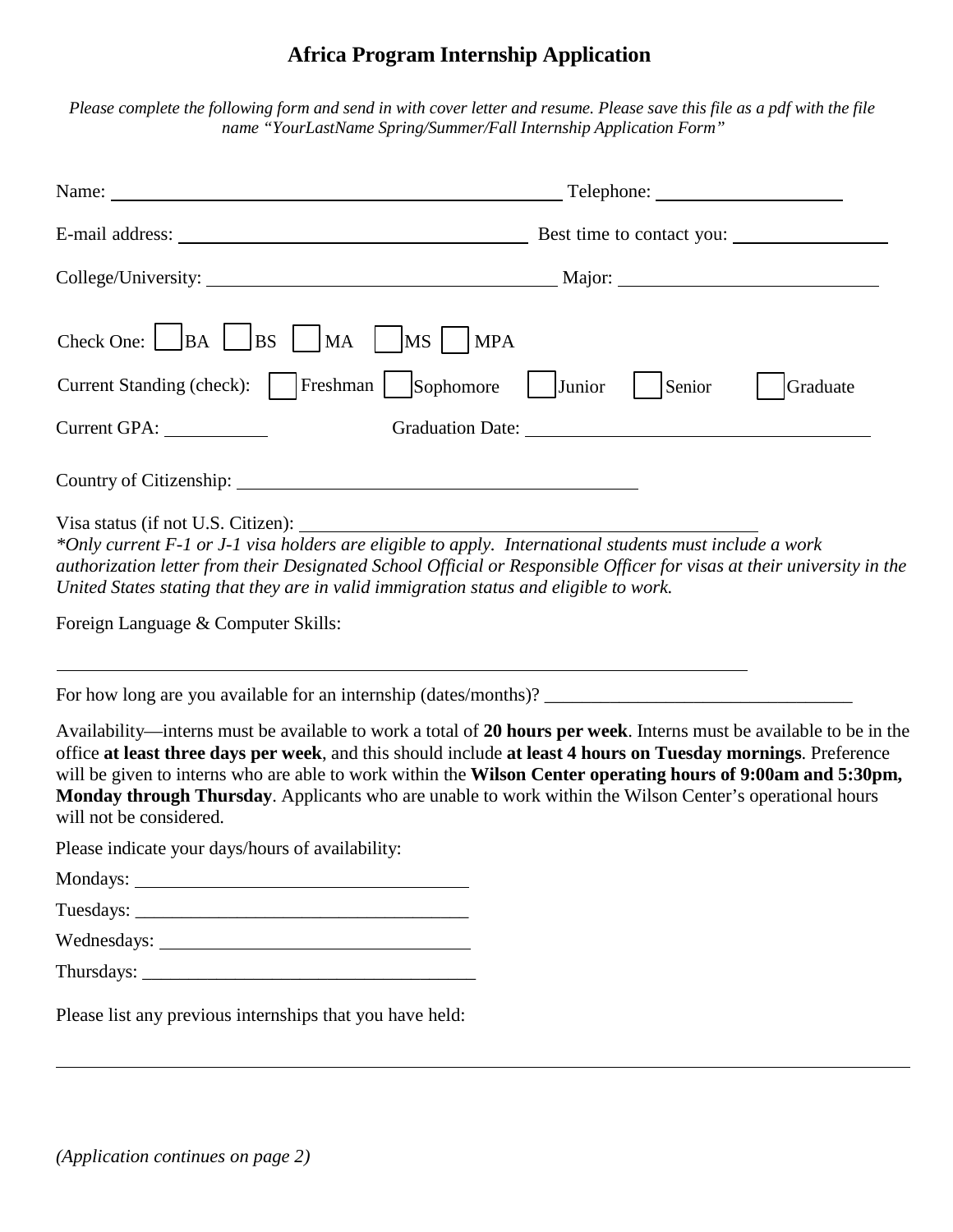# Africa Program Internship Application

*Please complete the following form and send in with cover letter and resume. Please save this file as a pdf with the file name "YourLastName Spring/Summer/Fall Internship Application Form"*

Name: ______________________________ Telephone: ____________________

E-mail address: ______________________________ Best time to contact you: ________________

College/University: ______________________________ Major: ____________________

Check One: ☐ BA ☐ BS ☐ MA ☐ MS ☐ MPA

Current Standing (check): ☐ Freshman ☐ Sophomore ☐ Junior ☐ Senior ☐ Graduate

Current GPA: __________ Graduation Date: ______________________________

Country of Citizenship: ______________________________

Visa status (if not U.S. Citizen): ______________________________

*\*Only current F-1 or J-1 visa holders are eligible to apply. International students must include a work authorization letter from their Designated School Official or Responsible Officer for visas at their university in the United States stating that they are in valid immigration status and eligible to work.*

Foreign Language & Computer Skills:

______________________________________________________________________

For how long are you available for an internship (dates/months)? ________________________________

Availability—interns must be available to work a total of **20 hours per week**. Interns must be available to be in the office **at least three days per week**, and this should include **at least 4 hours on Tuesday mornings**. Preference will be given to interns who are able to work within the **Wilson Center operating hours of 9:00am and 5:30pm, Monday through Thursday**. Applicants who are unable to work within the Wilson Center's operational hours will not be considered.

Please indicate your days/hours of availability:

Mondays: ____________________________________

Tuesdays: ____________________________________

Wednesdays: ____________________________________

Thursdays: ____________________________________

Please list any previous internships that you have held:

______________________________________________________________________

*(Application continues on page 2)*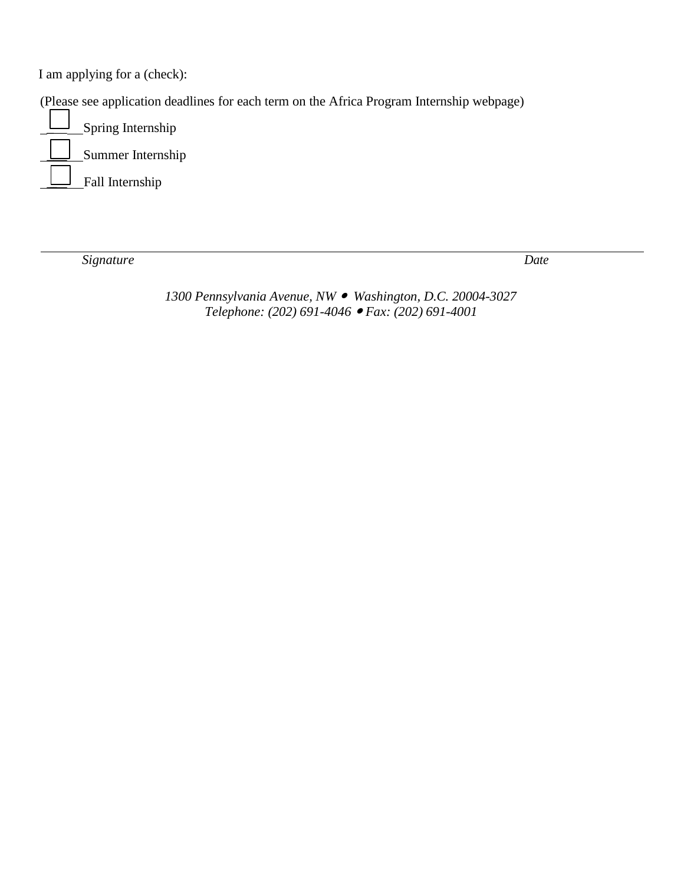I am applying for a (check):

(Please see application deadlines for each term on the Africa Program Internship webpage)

- [ ] Spring Internship
- [ ] Summer Internship
- [ ] Fall Internship

_______________________________________________________________________________

*Signature* *Date*

*1300 Pennsylvania Avenue, NW • Washington, D.C. 20004-3027*
*Telephone: (202) 691-4046 • Fax: (202) 691-4001*